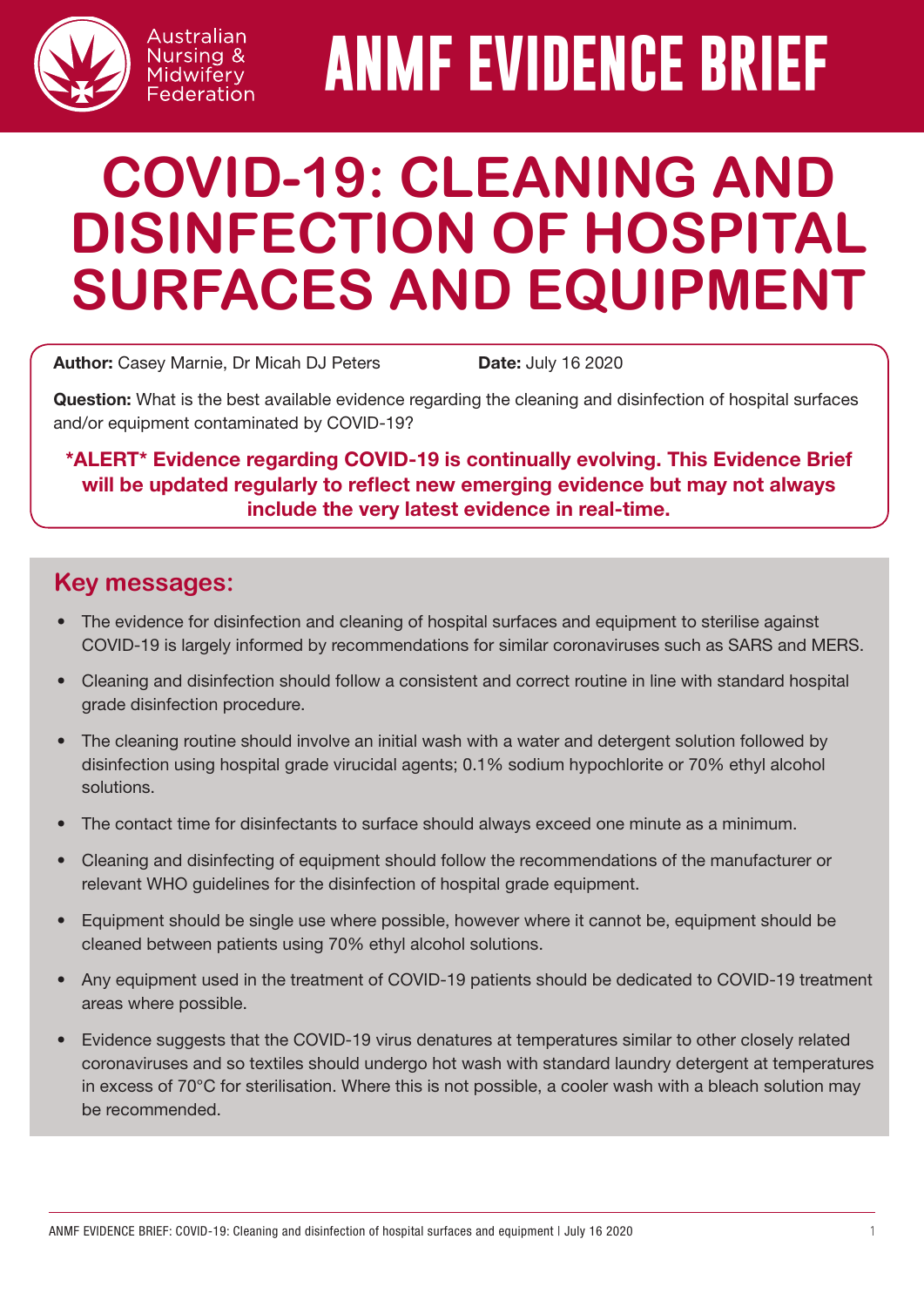Australian Nursing & Midwifery Federation

# ANMF EVIDENCE BRIEF

# COVID-19: CLEANING AND DISINFECTION OF HOSPITAL SURFACES AND EQUIPMENT

**Author:** Casey Marnie, Dr Micah DJ Peters

**Date:** July 16 2020

**Question:** What is the best available evidence regarding the cleaning and disinfection of hospital surfaces and/or equipment contaminated by COVID-19?

**\*ALERT\* Evidence regarding COVID-19 is continually evolving. This Evidence Brief will be updated regularly to reflect new emerging evidence but may not always include the very latest evidence in real-time.**

## Key messages:

- The evidence for disinfection and cleaning of hospital surfaces and equipment to sterilise against COVID-19 is largely informed by recommendations for similar coronaviruses such as SARS and MERS.
- Cleaning and disinfection should follow a consistent and correct routine in line with standard hospital grade disinfection procedure.
- The cleaning routine should involve an initial wash with a water and detergent solution followed by disinfection using hospital grade virucidal agents; 0.1% sodium hypochlorite or 70% ethyl alcohol solutions.
- The contact time for disinfectants to surface should always exceed one minute as a minimum.
- Cleaning and disinfecting of equipment should follow the recommendations of the manufacturer or relevant WHO guidelines for the disinfection of hospital grade equipment.
- Equipment should be single use where possible, however where it cannot be, equipment should be cleaned between patients using 70% ethyl alcohol solutions.
- Any equipment used in the treatment of COVID-19 patients should be dedicated to COVID-19 treatment areas where possible.
- Evidence suggests that the COVID-19 virus denatures at temperatures similar to other closely related coronaviruses and so textiles should undergo hot wash with standard laundry detergent at temperatures in excess of 70°C for sterilisation. Where this is not possible, a cooler wash with a bleach solution may be recommended.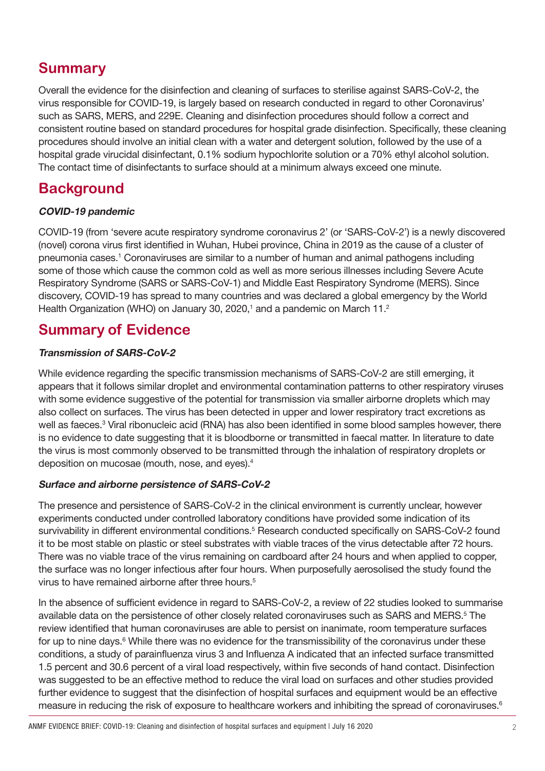## Summary

Overall the evidence for the disinfection and cleaning of surfaces to sterilise against SARS-CoV-2, the virus responsible for COVID-19, is largely based on research conducted in regard to other Coronavirus' such as SARS, MERS, and 229E. Cleaning and disinfection procedures should follow a correct and consistent routine based on standard procedures for hospital grade disinfection. Specifically, these cleaning procedures should involve an initial clean with a water and detergent solution, followed by the use of a hospital grade virucidal disinfectant, 0.1% sodium hypochlorite solution or a 70% ethyl alcohol solution. The contact time of disinfectants to surface should at a minimum always exceed one minute.

## Background

### *COVID-19 pandemic*

COVID-19 (from 'severe acute respiratory syndrome coronavirus 2' (or 'SARS-CoV-2') is a newly discovered (novel) corona virus first identified in Wuhan, Hubei province, China in 2019 as the cause of a cluster of pneumonia cases.[1] Coronaviruses are similar to a number of human and animal pathogens including some of those which cause the common cold as well as more serious illnesses including Severe Acute Respiratory Syndrome (SARS or SARS-CoV-1) and Middle East Respiratory Syndrome (MERS). Since discovery, COVID-19 has spread to many countries and was declared a global emergency by the World Health Organization (WHO) on January 30, 2020,[1] and a pandemic on March 11.[2]

## Summary of Evidence

### *Transmission of SARS-CoV-2*

While evidence regarding the specific transmission mechanisms of SARS-CoV-2 are still emerging, it appears that it follows similar droplet and environmental contamination patterns to other respiratory viruses with some evidence suggestive of the potential for transmission via smaller airborne droplets which may also collect on surfaces. The virus has been detected in upper and lower respiratory tract excretions as well as faeces.[3] Viral ribonucleic acid (RNA) has also been identified in some blood samples however, there is no evidence to date suggesting that it is bloodborne or transmitted in faecal matter. In literature to date the virus is most commonly observed to be transmitted through the inhalation of respiratory droplets or deposition on mucosae (mouth, nose, and eyes).[4]

### *Surface and airborne persistence of SARS-CoV-2*

The presence and persistence of SARS-CoV-2 in the clinical environment is currently unclear, however experiments conducted under controlled laboratory conditions have provided some indication of its survivability in different environmental conditions.[5] Research conducted specifically on SARS-CoV-2 found it to be most stable on plastic or steel substrates with viable traces of the virus detectable after 72 hours. There was no viable trace of the virus remaining on cardboard after 24 hours and when applied to copper, the surface was no longer infectious after four hours. When purposefully aerosolised the study found the virus to have remained airborne after three hours.[5]

In the absence of sufficient evidence in regard to SARS-CoV-2, a review of 22 studies looked to summarise available data on the persistence of other closely related coronaviruses such as SARS and MERS.[5] The review identified that human coronaviruses are able to persist on inanimate, room temperature surfaces for up to nine days.[6] While there was no evidence for the transmissibility of the coronavirus under these conditions, a study of parainfluenza virus 3 and Influenza A indicated that an infected surface transmitted 1.5 percent and 30.6 percent of a viral load respectively, within five seconds of hand contact. Disinfection was suggested to be an effective method to reduce the viral load on surfaces and other studies provided further evidence to suggest that the disinfection of hospital surfaces and equipment would be an effective measure in reducing the risk of exposure to healthcare workers and inhibiting the spread of coronaviruses.[6]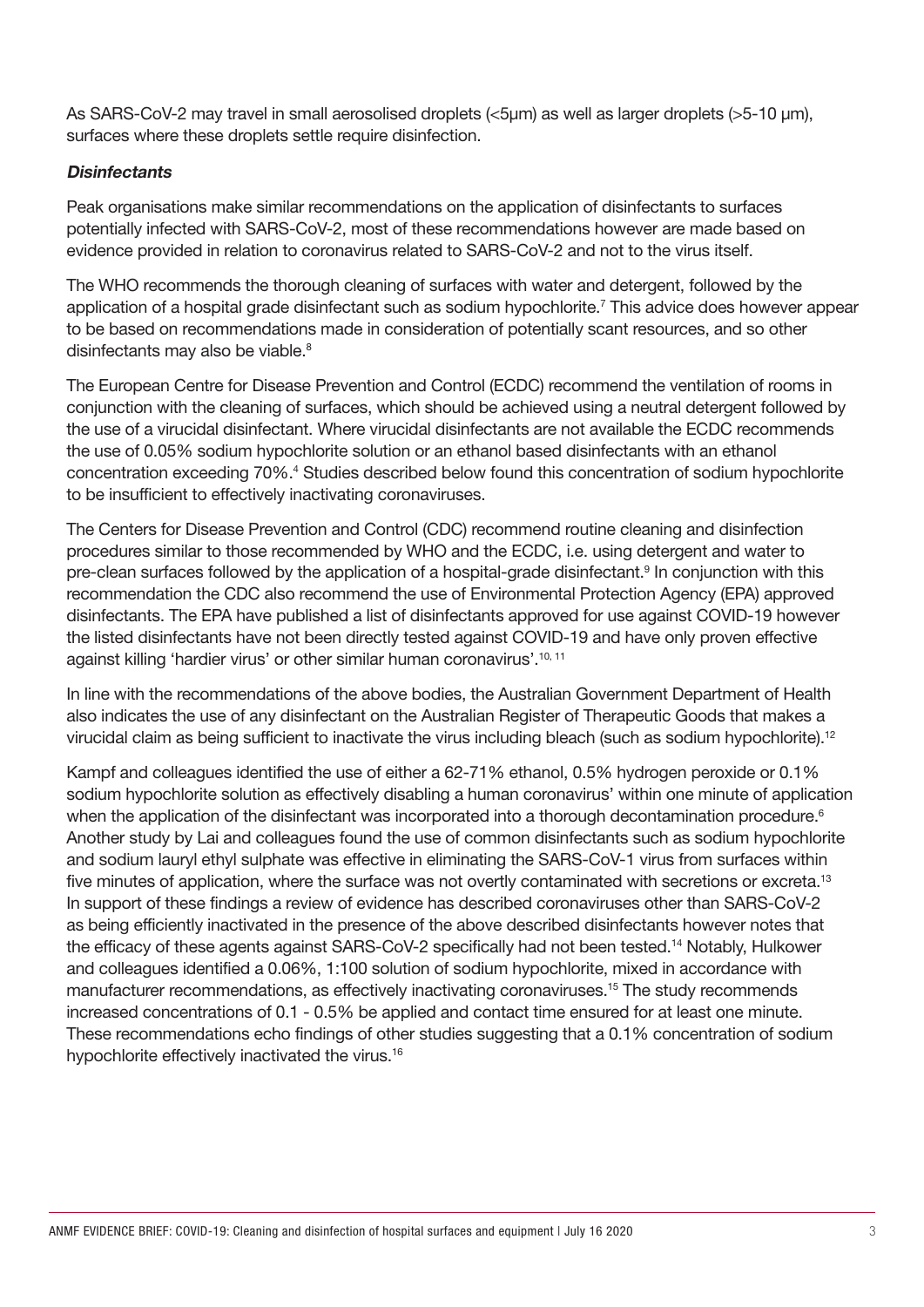As SARS-CoV-2 may travel in small aerosolised droplets (<5μm) as well as larger droplets (>5-10 μm), surfaces where these droplets settle require disinfection.

### *Disinfectants*

Peak organisations make similar recommendations on the application of disinfectants to surfaces potentially infected with SARS-CoV-2, most of these recommendations however are made based on evidence provided in relation to coronavirus related to SARS-CoV-2 and not to the virus itself.

The WHO recommends the thorough cleaning of surfaces with water and detergent, followed by the application of a hospital grade disinfectant such as sodium hypochlorite.[7] This advice does however appear to be based on recommendations made in consideration of potentially scant resources, and so other disinfectants may also be viable.[8]

The European Centre for Disease Prevention and Control (ECDC) recommend the ventilation of rooms in conjunction with the cleaning of surfaces, which should be achieved using a neutral detergent followed by the use of a virucidal disinfectant. Where virucidal disinfectants are not available the ECDC recommends the use of 0.05% sodium hypochlorite solution or an ethanol based disinfectants with an ethanol concentration exceeding 70%.[4] Studies described below found this concentration of sodium hypochlorite to be insufficient to effectively inactivating coronaviruses.

The Centers for Disease Prevention and Control (CDC) recommend routine cleaning and disinfection procedures similar to those recommended by WHO and the ECDC, i.e. using detergent and water to pre-clean surfaces followed by the application of a hospital-grade disinfectant.[9] In conjunction with this recommendation the CDC also recommend the use of Environmental Protection Agency (EPA) approved disinfectants. The EPA have published a list of disinfectants approved for use against COVID-19 however the listed disinfectants have not been directly tested against COVID-19 and have only proven effective against killing 'hardier virus' or other similar human coronavirus'.[10, 11]

In line with the recommendations of the above bodies, the Australian Government Department of Health also indicates the use of any disinfectant on the Australian Register of Therapeutic Goods that makes a virucidal claim as being sufficient to inactivate the virus including bleach (such as sodium hypochlorite).[12]

Kampf and colleagues identified the use of either a 62-71% ethanol, 0.5% hydrogen peroxide or 0.1% sodium hypochlorite solution as effectively disabling a human coronavirus' within one minute of application when the application of the disinfectant was incorporated into a thorough decontamination procedure.[6] Another study by Lai and colleagues found the use of common disinfectants such as sodium hypochlorite and sodium lauryl ethyl sulphate was effective in eliminating the SARS-CoV-1 virus from surfaces within five minutes of application, where the surface was not overtly contaminated with secretions or excreta.[13] In support of these findings a review of evidence has described coronaviruses other than SARS-CoV-2 as being efficiently inactivated in the presence of the above described disinfectants however notes that the efficacy of these agents against SARS-CoV-2 specifically had not been tested.[14] Notably, Hulkower and colleagues identified a 0.06%, 1:100 solution of sodium hypochlorite, mixed in accordance with manufacturer recommendations, as effectively inactivating coronaviruses.[15] The study recommends increased concentrations of 0.1 - 0.5% be applied and contact time ensured for at least one minute. These recommendations echo findings of other studies suggesting that a 0.1% concentration of sodium hypochlorite effectively inactivated the virus.[16]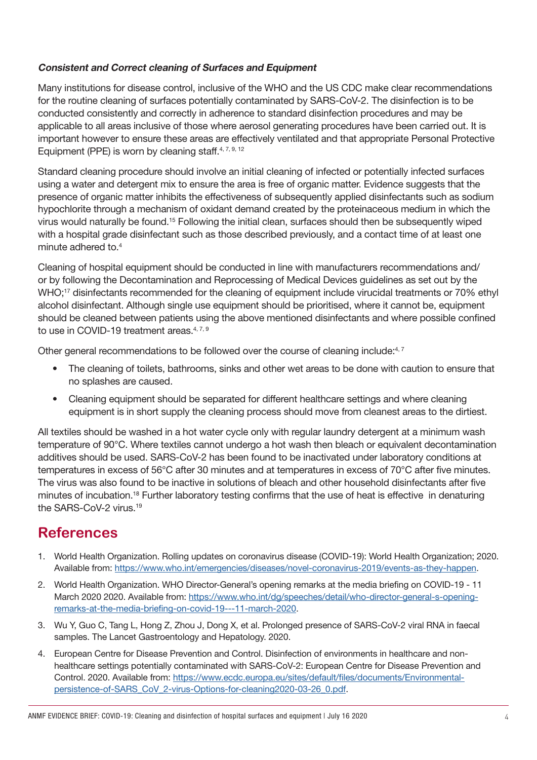***Consistent and Correct cleaning of Surfaces and Equipment***

Many institutions for disease control, inclusive of the WHO and the US CDC make clear recommendations for the routine cleaning of surfaces potentially contaminated by SARS-CoV-2. The disinfection is to be conducted consistently and correctly in adherence to standard disinfection procedures and may be applicable to all areas inclusive of those where aerosol generating procedures have been carried out. It is important however to ensure these areas are effectively ventilated and that appropriate Personal Protective Equipment (PPE) is worn by cleaning staff.[4, 7, 9, 12]

Standard cleaning procedure should involve an initial cleaning of infected or potentially infected surfaces using a water and detergent mix to ensure the area is free of organic matter. Evidence suggests that the presence of organic matter inhibits the effectiveness of subsequently applied disinfectants such as sodium hypochlorite through a mechanism of oxidant demand created by the proteinaceous medium in which the virus would naturally be found.[15] Following the initial clean, surfaces should then be subsequently wiped with a hospital grade disinfectant such as those described previously, and a contact time of at least one minute adhered to.[4]

Cleaning of hospital equipment should be conducted in line with manufacturers recommendations and/or by following the Decontamination and Reprocessing of Medical Devices guidelines as set out by the WHO;[17] disinfectants recommended for the cleaning of equipment include virucidal treatments or 70% ethyl alcohol disinfectant. Although single use equipment should be prioritised, where it cannot be, equipment should be cleaned between patients using the above mentioned disinfectants and where possible confined to use in COVID-19 treatment areas.[4, 7, 9]

Other general recommendations to be followed over the course of cleaning include:[4, 7]

- The cleaning of toilets, bathrooms, sinks and other wet areas to be done with caution to ensure that no splashes are caused.
- Cleaning equipment should be separated for different healthcare settings and where cleaning equipment is in short supply the cleaning process should move from cleanest areas to the dirtiest.

All textiles should be washed in a hot water cycle only with regular laundry detergent at a minimum wash temperature of 90°C. Where textiles cannot undergo a hot wash then bleach or equivalent decontamination additives should be used. SARS-CoV-2 has been found to be inactivated under laboratory conditions at temperatures in excess of 56°C after 30 minutes and at temperatures in excess of 70°C after five minutes. The virus was also found to be inactive in solutions of bleach and other household disinfectants after five minutes of incubation.[18] Further laboratory testing confirms that the use of heat is effective in denaturing the SARS-CoV-2 virus.[19]

## References

1. World Health Organization. Rolling updates on coronavirus disease (COVID-19): World Health Organization; 2020. Available from: https://www.who.int/emergencies/diseases/novel-coronavirus-2019/events-as-they-happen.
2. World Health Organization. WHO Director-General's opening remarks at the media briefing on COVID-19 - 11 March 2020 2020. Available from: https://www.who.int/dg/speeches/detail/who-director-general-s-opening-remarks-at-the-media-briefing-on-covid-19---11-march-2020.
3. Wu Y, Guo C, Tang L, Hong Z, Zhou J, Dong X, et al. Prolonged presence of SARS-CoV-2 viral RNA in faecal samples. The Lancet Gastroenterology and Hepatology. 2020.
4. European Centre for Disease Prevention and Control. Disinfection of environments in healthcare and non-healthcare settings potentially contaminated with SARS-CoV-2: European Centre for Disease Prevention and Control. 2020. Available from: https://www.ecdc.europa.eu/sites/default/files/documents/Environmental-persistence-of-SARS_CoV_2-virus-Options-for-cleaning2020-03-26_0.pdf.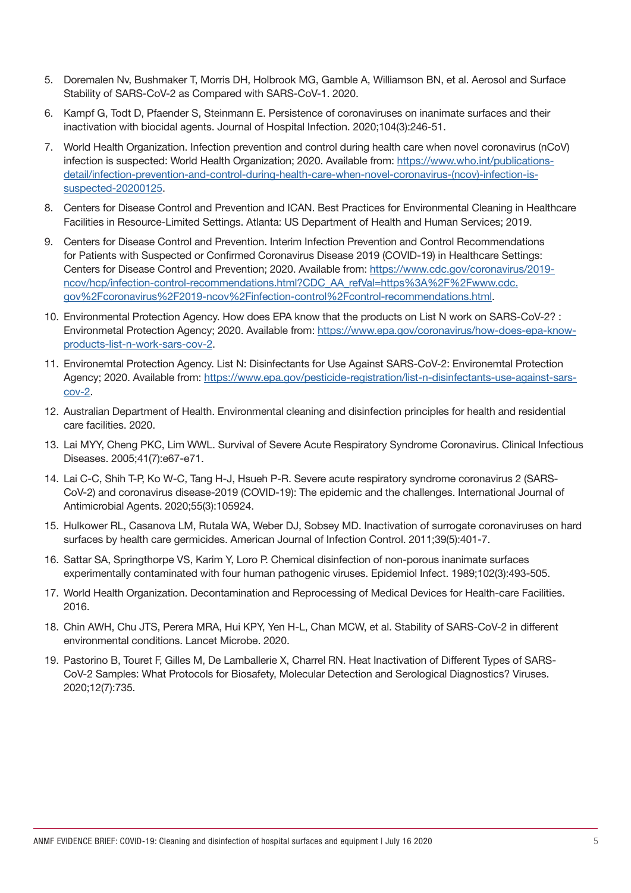5. Doremalen Nv, Bushmaker T, Morris DH, Holbrook MG, Gamble A, Williamson BN, et al. Aerosol and Surface Stability of SARS-CoV-2 as Compared with SARS-CoV-1. 2020.
6. Kampf G, Todt D, Pfaender S, Steinmann E. Persistence of coronaviruses on inanimate surfaces and their inactivation with biocidal agents. Journal of Hospital Infection. 2020;104(3):246-51.
7. World Health Organization. Infection prevention and control during health care when novel coronavirus (nCoV) infection is suspected: World Health Organization; 2020. Available from: [https://www.who.int/publications-detail/infection-prevention-and-control-during-health-care-when-novel-coronavirus-(ncov)-infection-is-suspected-20200125](https://www.who.int/publications-detail/infection-prevention-and-control-during-health-care-when-novel-coronavirus-(ncov)-infection-is-suspected-20200125).
8. Centers for Disease Control and Prevention and ICAN. Best Practices for Environmental Cleaning in Healthcare Facilities in Resource-Limited Settings. Atlanta: US Department of Health and Human Services; 2019.
9. Centers for Disease Control and Prevention. Interim Infection Prevention and Control Recommendations for Patients with Suspected or Confirmed Coronavirus Disease 2019 (COVID-19) in Healthcare Settings: Centers for Disease Control and Prevention; 2020. Available from: [https://www.cdc.gov/coronavirus/2019-ncov/hcp/infection-control-recommendations.html?CDC_AA_refVal=https%3A%2F%2Fwww.cdc.gov%2Fcoronavirus%2F2019-ncov%2Finfection-control%2Fcontrol-recommendations.html](https://www.cdc.gov/coronavirus/2019-ncov/hcp/infection-control-recommendations.html?CDC_AA_refVal=https%3A%2F%2Fwww.cdc.gov%2Fcoronavirus%2F2019-ncov%2Finfection-control%2Fcontrol-recommendations.html).
10. Environmental Protection Agency. How does EPA know that the products on List N work on SARS-CoV-2? : Environmetal Protection Agency; 2020. Available from: [https://www.epa.gov/coronavirus/how-does-epa-know-products-list-n-work-sars-cov-2](https://www.epa.gov/coronavirus/how-does-epa-know-products-list-n-work-sars-cov-2).
11. Environemtal Protection Agency. List N: Disinfectants for Use Against SARS-CoV-2: Environemtal Protection Agency; 2020. Available from: [https://www.epa.gov/pesticide-registration/list-n-disinfectants-use-against-sars-cov-2](https://www.epa.gov/pesticide-registration/list-n-disinfectants-use-against-sars-cov-2).
12. Australian Department of Health. Environmental cleaning and disinfection principles for health and residential care facilities. 2020.
13. Lai MYY, Cheng PKC, Lim WWL. Survival of Severe Acute Respiratory Syndrome Coronavirus. Clinical Infectious Diseases. 2005;41(7):e67-e71.
14. Lai C-C, Shih T-P, Ko W-C, Tang H-J, Hsueh P-R. Severe acute respiratory syndrome coronavirus 2 (SARS-CoV-2) and coronavirus disease-2019 (COVID-19): The epidemic and the challenges. International Journal of Antimicrobial Agents. 2020;55(3):105924.
15. Hulkower RL, Casanova LM, Rutala WA, Weber DJ, Sobsey MD. Inactivation of surrogate coronaviruses on hard surfaces by health care germicides. American Journal of Infection Control. 2011;39(5):401-7.
16. Sattar SA, Springthorpe VS, Karim Y, Loro P. Chemical disinfection of non-porous inanimate surfaces experimentally contaminated with four human pathogenic viruses. Epidemiol Infect. 1989;102(3):493-505.
17. World Health Organization. Decontamination and Reprocessing of Medical Devices for Health-care Facilities. 2016.
18. Chin AWH, Chu JTS, Perera MRA, Hui KPY, Yen H-L, Chan MCW, et al. Stability of SARS-CoV-2 in different environmental conditions. Lancet Microbe. 2020.
19. Pastorino B, Touret F, Gilles M, De Lamballerie X, Charrel RN. Heat Inactivation of Different Types of SARS-CoV-2 Samples: What Protocols for Biosafety, Molecular Detection and Serological Diagnostics? Viruses. 2020;12(7):735.